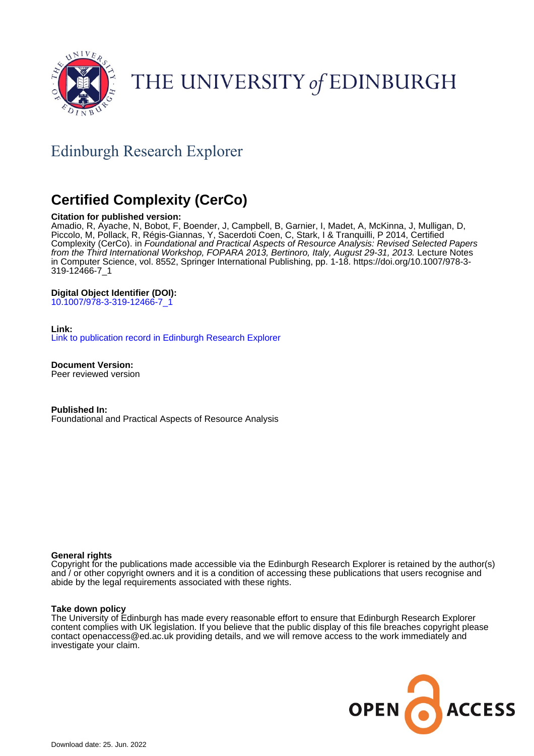THE UNIVERSITY of EDINBURGH

## Edinburgh Research Explorer

# Certified Complexity (CerCo)

**Citation for published version:**
Amadio, R, Ayache, N, Bobot, F, Boender, J, Campbell, B, Garnier, I, Madet, A, McKinna, J, Mulligan, D, Piccolo, M, Pollack, R, Régis-Giannas, Y, Sacerdoti Coen, C, Stark, I & Tranquilli, P 2014, Certified Complexity (CerCo). in *Foundational and Practical Aspects of Resource Analysis: Revised Selected Papers from the Third International Workshop, FOPARA 2013, Bertinoro, Italy, August 29-31, 2013.* Lecture Notes in Computer Science, vol. 8552, Springer International Publishing, pp. 1-18. https://doi.org/10.1007/978-3-319-12466-7_1

**Digital Object Identifier (DOI):**
10.1007/978-3-319-12466-7_1

**Link:**
Link to publication record in Edinburgh Research Explorer

**Document Version:**
Peer reviewed version

**Published In:**
Foundational and Practical Aspects of Resource Analysis

**General rights**
Copyright for the publications made accessible via the Edinburgh Research Explorer is retained by the author(s) and / or other copyright owners and it is a condition of accessing these publications that users recognise and abide by the legal requirements associated with these rights.

**Take down policy**
The University of Edinburgh has made every reasonable effort to ensure that Edinburgh Research Explorer content complies with UK legislation. If you believe that the public display of this file breaches copyright please contact openaccess@ed.ac.uk providing details, and we will remove access to the work immediately and investigate your claim.

Download date: 25. Jun. 2022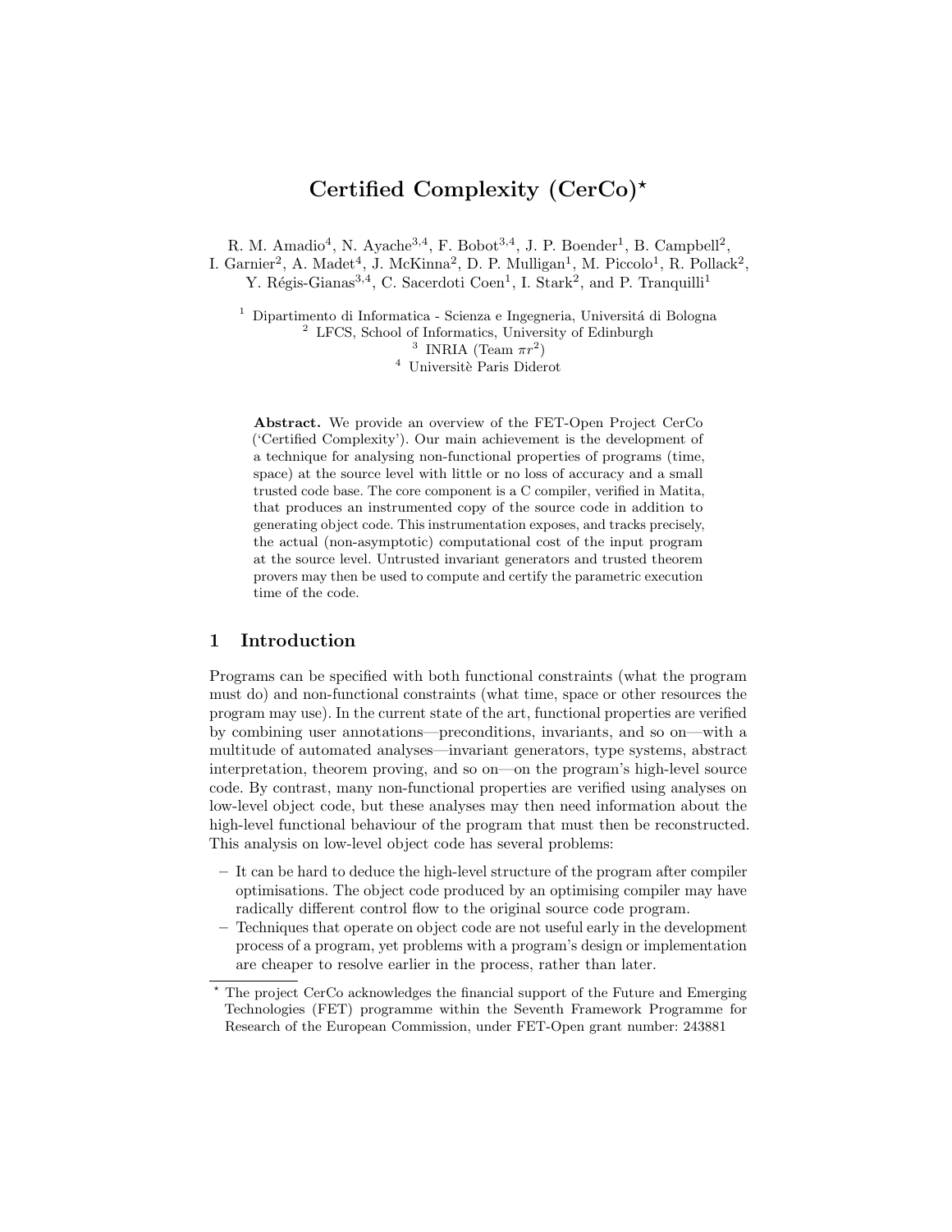# Certified Complexity (CerCo)*

R. M. Amadio[4], N. Ayache[3,4], F. Bobot[3,4], J. P. Boender[1], B. Campbell[2], I. Garnier[2], A. Madet[4], J. McKinna[2], D. P. Mulligan[1], M. Piccolo[1], R. Pollack[2], Y. Régis-Gianas[3,4], C. Sacerdoti Coen[1], I. Stark[2], and P. Tranquilli[1]

[1] Dipartimento di Informatica - Scienza e Ingegneria, Universitá di Bologna
[2] LFCS, School of Informatics, University of Edinburgh
[3] INRIA (Team $\pi r^2$)
[4] Universitè Paris Diderot

**Abstract.** We provide an overview of the FET-Open Project CerCo ('Certified Complexity'). Our main achievement is the development of a technique for analysing non-functional properties of programs (time, space) at the source level with little or no loss of accuracy and a small trusted code base. The core component is a C compiler, verified in Matita, that produces an instrumented copy of the source code in addition to generating object code. This instrumentation exposes, and tracks precisely, the actual (non-asymptotic) computational cost of the input program at the source level. Untrusted invariant generators and trusted theorem provers may then be used to compute and certify the parametric execution time of the code.

## 1 Introduction

Programs can be specified with both functional constraints (what the program must do) and non-functional constraints (what time, space or other resources the program may use). In the current state of the art, functional properties are verified by combining user annotations—preconditions, invariants, and so on—with a multitude of automated analyses—invariant generators, type systems, abstract interpretation, theorem proving, and so on—on the program's high-level source code. By contrast, many non-functional properties are verified using analyses on low-level object code, but these analyses may then need information about the high-level functional behaviour of the program that must then be reconstructed. This analysis on low-level object code has several problems:

– It can be hard to deduce the high-level structure of the program after compiler optimisations. The object code produced by an optimising compiler may have radically different control flow to the original source code program.
– Techniques that operate on object code are not useful early in the development process of a program, yet problems with a program's design or implementation are cheaper to resolve earlier in the process, rather than later.

* The project CerCo acknowledges the financial support of the Future and Emerging Technologies (FET) programme within the Seventh Framework Programme for Research of the European Commission, under FET-Open grant number: 243881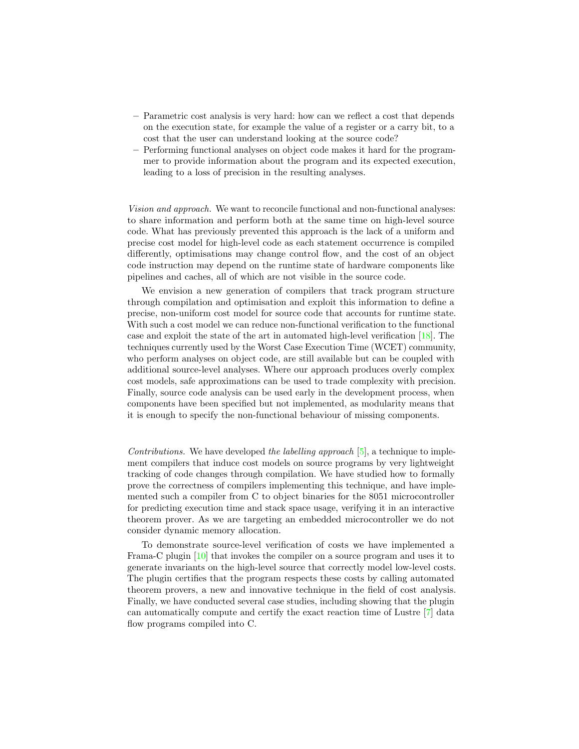– Parametric cost analysis is very hard: how can we reflect a cost that depends on the execution state, for example the value of a register or a carry bit, to a cost that the user can understand looking at the source code?
– Performing functional analyses on object code makes it hard for the programmer to provide information about the program and its expected execution, leading to a loss of precision in the resulting analyses.

*Vision and approach.* We want to reconcile functional and non-functional analyses: to share information and perform both at the same time on high-level source code. What has previously prevented this approach is the lack of a uniform and precise cost model for high-level code as each statement occurrence is compiled differently, optimisations may change control flow, and the cost of an object code instruction may depend on the runtime state of hardware components like pipelines and caches, all of which are not visible in the source code.

We envision a new generation of compilers that track program structure through compilation and optimisation and exploit this information to define a precise, non-uniform cost model for source code that accounts for runtime state. With such a cost model we can reduce non-functional verification to the functional case and exploit the state of the art in automated high-level verification [18]. The techniques currently used by the Worst Case Execution Time (WCET) community, who perform analyses on object code, are still available but can be coupled with additional source-level analyses. Where our approach produces overly complex cost models, safe approximations can be used to trade complexity with precision. Finally, source code analysis can be used early in the development process, when components have been specified but not implemented, as modularity means that it is enough to specify the non-functional behaviour of missing components.

*Contributions.* We have developed *the labelling approach* [5], a technique to implement compilers that induce cost models on source programs by very lightweight tracking of code changes through compilation. We have studied how to formally prove the correctness of compilers implementing this technique, and have implemented such a compiler from C to object binaries for the 8051 microcontroller for predicting execution time and stack space usage, verifying it in an interactive theorem prover. As we are targeting an embedded microcontroller we do not consider dynamic memory allocation.

To demonstrate source-level verification of costs we have implemented a Frama-C plugin [10] that invokes the compiler on a source program and uses it to generate invariants on the high-level source that correctly model low-level costs. The plugin certifies that the program respects these costs by calling automated theorem provers, a new and innovative technique in the field of cost analysis. Finally, we have conducted several case studies, including showing that the plugin can automatically compute and certify the exact reaction time of Lustre [7] data flow programs compiled into C.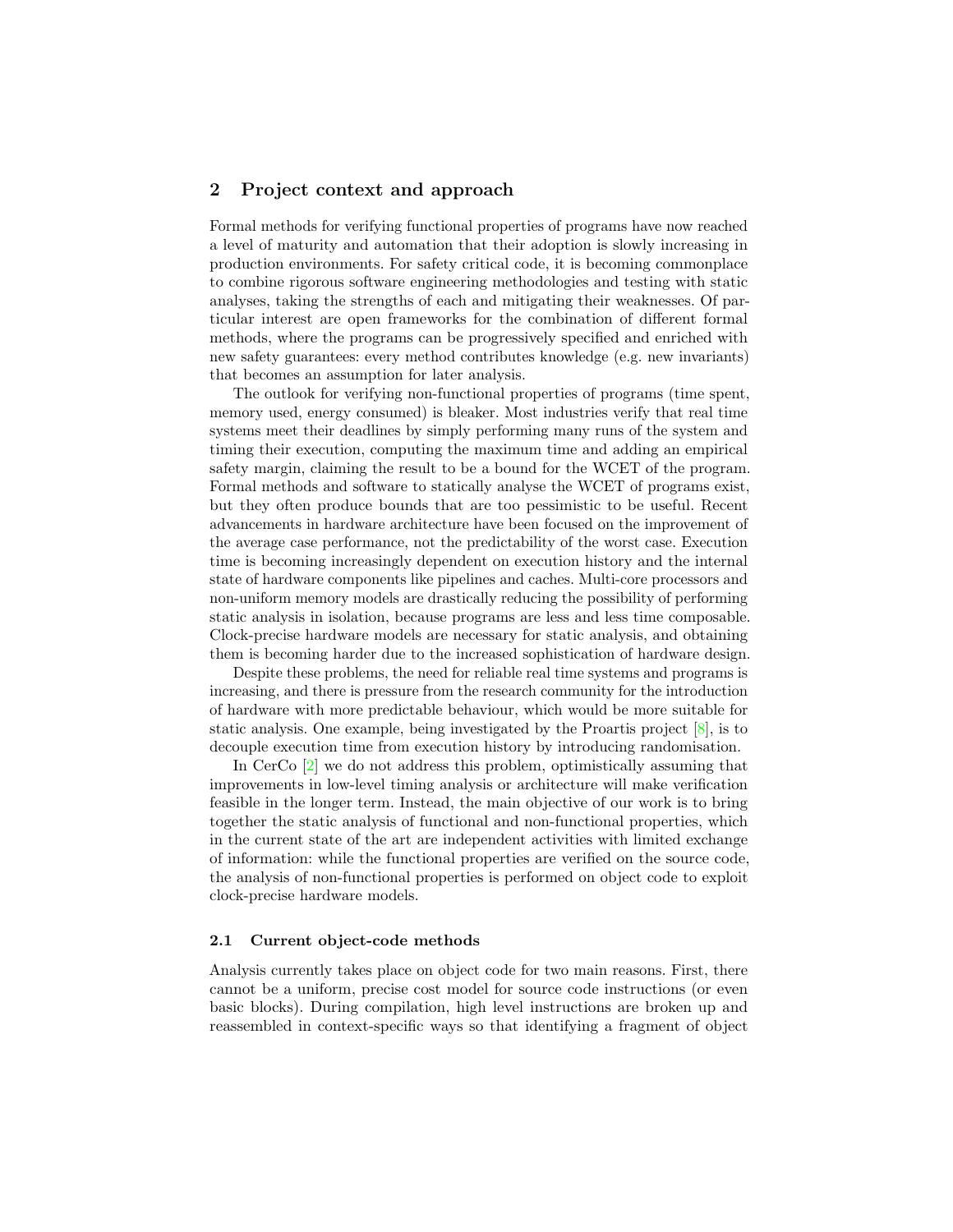## 2 Project context and approach

Formal methods for verifying functional properties of programs have now reached a level of maturity and automation that their adoption is slowly increasing in production environments. For safety critical code, it is becoming commonplace to combine rigorous software engineering methodologies and testing with static analyses, taking the strengths of each and mitigating their weaknesses. Of particular interest are open frameworks for the combination of different formal methods, where the programs can be progressively specified and enriched with new safety guarantees: every method contributes knowledge (e.g. new invariants) that becomes an assumption for later analysis.

The outlook for verifying non-functional properties of programs (time spent, memory used, energy consumed) is bleaker. Most industries verify that real time systems meet their deadlines by simply performing many runs of the system and timing their execution, computing the maximum time and adding an empirical safety margin, claiming the result to be a bound for the WCET of the program. Formal methods and software to statically analyse the WCET of programs exist, but they often produce bounds that are too pessimistic to be useful. Recent advancements in hardware architecture have been focused on the improvement of the average case performance, not the predictability of the worst case. Execution time is becoming increasingly dependent on execution history and the internal state of hardware components like pipelines and caches. Multi-core processors and non-uniform memory models are drastically reducing the possibility of performing static analysis in isolation, because programs are less and less time composable. Clock-precise hardware models are necessary for static analysis, and obtaining them is becoming harder due to the increased sophistication of hardware design.

Despite these problems, the need for reliable real time systems and programs is increasing, and there is pressure from the research community for the introduction of hardware with more predictable behaviour, which would be more suitable for static analysis. One example, being investigated by the Proartis project [8], is to decouple execution time from execution history by introducing randomisation.

In CerCo [2] we do not address this problem, optimistically assuming that improvements in low-level timing analysis or architecture will make verification feasible in the longer term. Instead, the main objective of our work is to bring together the static analysis of functional and non-functional properties, which in the current state of the art are independent activities with limited exchange of information: while the functional properties are verified on the source code, the analysis of non-functional properties is performed on object code to exploit clock-precise hardware models.

### 2.1 Current object-code methods

Analysis currently takes place on object code for two main reasons. First, there cannot be a uniform, precise cost model for source code instructions (or even basic blocks). During compilation, high level instructions are broken up and reassembled in context-specific ways so that identifying a fragment of object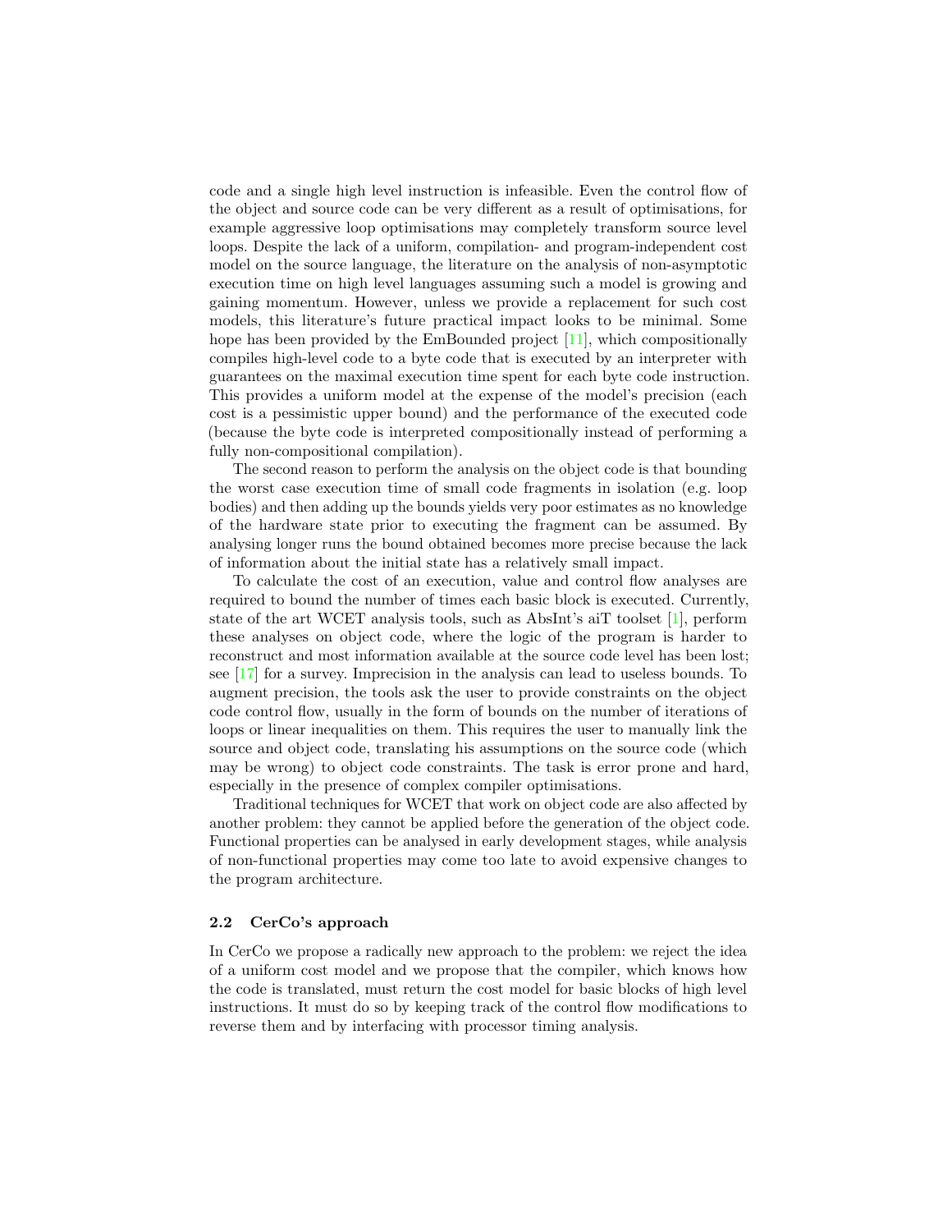code and a single high level instruction is infeasible. Even the control flow of the object and source code can be very different as a result of optimisations, for example aggressive loop optimisations may completely transform source level loops. Despite the lack of a uniform, compilation- and program-independent cost model on the source language, the literature on the analysis of non-asymptotic execution time on high level languages assuming such a model is growing and gaining momentum. However, unless we provide a replacement for such cost models, this literature's future practical impact looks to be minimal. Some hope has been provided by the EmBounded project [11], which compositionally compiles high-level code to a byte code that is executed by an interpreter with guarantees on the maximal execution time spent for each byte code instruction. This provides a uniform model at the expense of the model's precision (each cost is a pessimistic upper bound) and the performance of the executed code (because the byte code is interpreted compositionally instead of performing a fully non-compositional compilation).

The second reason to perform the analysis on the object code is that bounding the worst case execution time of small code fragments in isolation (e.g. loop bodies) and then adding up the bounds yields very poor estimates as no knowledge of the hardware state prior to executing the fragment can be assumed. By analysing longer runs the bound obtained becomes more precise because the lack of information about the initial state has a relatively small impact.

To calculate the cost of an execution, value and control flow analyses are required to bound the number of times each basic block is executed. Currently, state of the art WCET analysis tools, such as AbsInt's aiT toolset [1], perform these analyses on object code, where the logic of the program is harder to reconstruct and most information available at the source code level has been lost; see [17] for a survey. Imprecision in the analysis can lead to useless bounds. To augment precision, the tools ask the user to provide constraints on the object code control flow, usually in the form of bounds on the number of iterations of loops or linear inequalities on them. This requires the user to manually link the source and object code, translating his assumptions on the source code (which may be wrong) to object code constraints. The task is error prone and hard, especially in the presence of complex compiler optimisations.

Traditional techniques for WCET that work on object code are also affected by another problem: they cannot be applied before the generation of the object code. Functional properties can be analysed in early development stages, while analysis of non-functional properties may come too late to avoid expensive changes to the program architecture.

### 2.2 CerCo's approach

In CerCo we propose a radically new approach to the problem: we reject the idea of a uniform cost model and we propose that the compiler, which knows how the code is translated, must return the cost model for basic blocks of high level instructions. It must do so by keeping track of the control flow modifications to reverse them and by interfacing with processor timing analysis.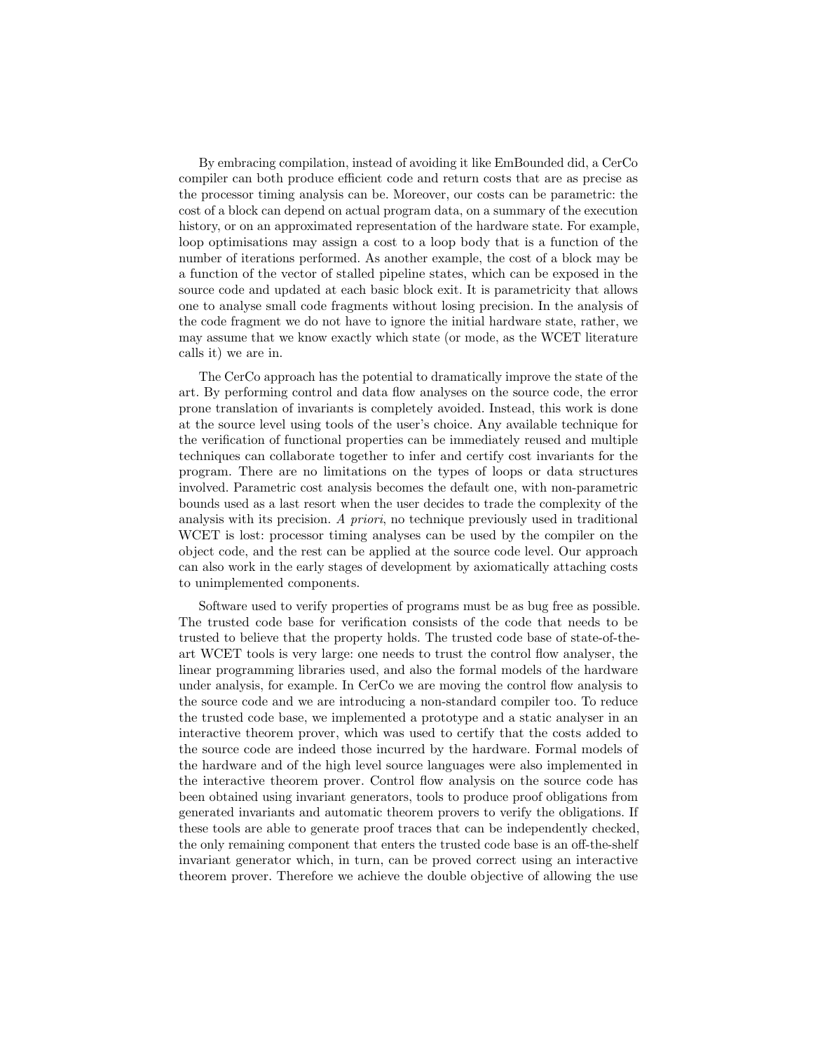By embracing compilation, instead of avoiding it like EmBounded did, a CerCo compiler can both produce efficient code and return costs that are as precise as the processor timing analysis can be. Moreover, our costs can be parametric: the cost of a block can depend on actual program data, on a summary of the execution history, or on an approximated representation of the hardware state. For example, loop optimisations may assign a cost to a loop body that is a function of the number of iterations performed. As another example, the cost of a block may be a function of the vector of stalled pipeline states, which can be exposed in the source code and updated at each basic block exit. It is parametricity that allows one to analyse small code fragments without losing precision. In the analysis of the code fragment we do not have to ignore the initial hardware state, rather, we may assume that we know exactly which state (or mode, as the WCET literature calls it) we are in.

The CerCo approach has the potential to dramatically improve the state of the art. By performing control and data flow analyses on the source code, the error prone translation of invariants is completely avoided. Instead, this work is done at the source level using tools of the user's choice. Any available technique for the verification of functional properties can be immediately reused and multiple techniques can collaborate together to infer and certify cost invariants for the program. There are no limitations on the types of loops or data structures involved. Parametric cost analysis becomes the default one, with non-parametric bounds used as a last resort when the user decides to trade the complexity of the analysis with its precision. *A priori*, no technique previously used in traditional WCET is lost: processor timing analyses can be used by the compiler on the object code, and the rest can be applied at the source code level. Our approach can also work in the early stages of development by axiomatically attaching costs to unimplemented components.

Software used to verify properties of programs must be as bug free as possible. The trusted code base for verification consists of the code that needs to be trusted to believe that the property holds. The trusted code base of state-of-the-art WCET tools is very large: one needs to trust the control flow analyser, the linear programming libraries used, and also the formal models of the hardware under analysis, for example. In CerCo we are moving the control flow analysis to the source code and we are introducing a non-standard compiler too. To reduce the trusted code base, we implemented a prototype and a static analyser in an interactive theorem prover, which was used to certify that the costs added to the source code are indeed those incurred by the hardware. Formal models of the hardware and of the high level source languages were also implemented in the interactive theorem prover. Control flow analysis on the source code has been obtained using invariant generators, tools to produce proof obligations from generated invariants and automatic theorem provers to verify the obligations. If these tools are able to generate proof traces that can be independently checked, the only remaining component that enters the trusted code base is an off-the-shelf invariant generator which, in turn, can be proved correct using an interactive theorem prover. Therefore we achieve the double objective of allowing the use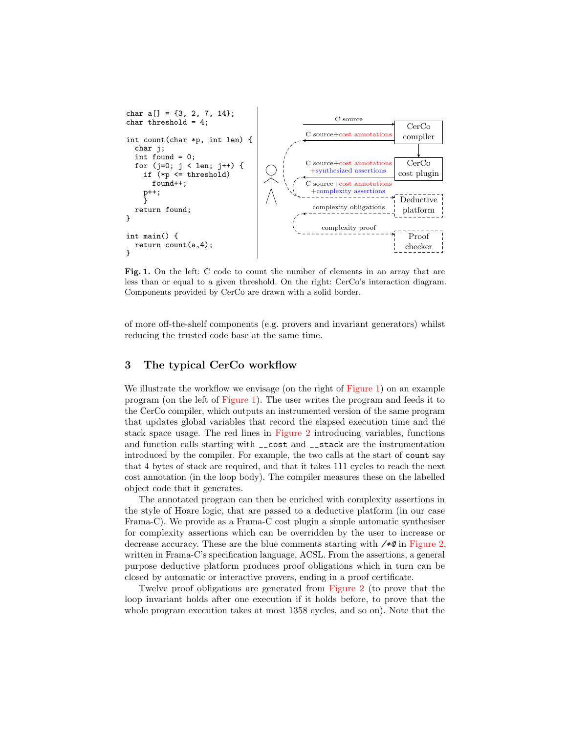```
char a[] = {3, 2, 7, 14};
char threshold = 4;

int count(char *p, int len) {
  char j;
  int found = 0;
  for (j=0; j < len; j++) {
    if (*p <= threshold)
      found++;
    p++;
    }
  return found;
}

int main() {
  return count(a,4);
}
```

**Fig. 1.** On the left: C code to count the number of elements in an array that are less than or equal to a given threshold. On the right: CerCo's interaction diagram. Components provided by CerCo are drawn with a solid border.

of more off-the-shelf components (e.g. provers and invariant generators) whilst reducing the trusted code base at the same time.

## 3 The typical CerCo workflow

We illustrate the workflow we envisage (on the right of Figure 1) on an example program (on the left of Figure 1). The user writes the program and feeds it to the CerCo compiler, which outputs an instrumented version of the same program that updates global variables that record the elapsed execution time and the stack space usage. The red lines in Figure 2 introducing variables, functions and function calls starting with `__cost` and `__stack` are the instrumentation introduced by the compiler. For example, the two calls at the start of `count` say that 4 bytes of stack are required, and that it takes 111 cycles to reach the next cost annotation (in the loop body). The compiler measures these on the labelled object code that it generates.

The annotated program can then be enriched with complexity assertions in the style of Hoare logic, that are passed to a deductive platform (in our case Frama-C). We provide as a Frama-C cost plugin a simple automatic synthesiser for complexity assertions which can be overridden by the user to increase or decrease accuracy. These are the blue comments starting with `/*@` in Figure 2, written in Frama-C's specification language, ACSL. From the assertions, a general purpose deductive platform produces proof obligations which in turn can be closed by automatic or interactive provers, ending in a proof certificate.

Twelve proof obligations are generated from Figure 2 (to prove that the loop invariant holds after one execution if it holds before, to prove that the whole program execution takes at most 1358 cycles, and so on). Note that the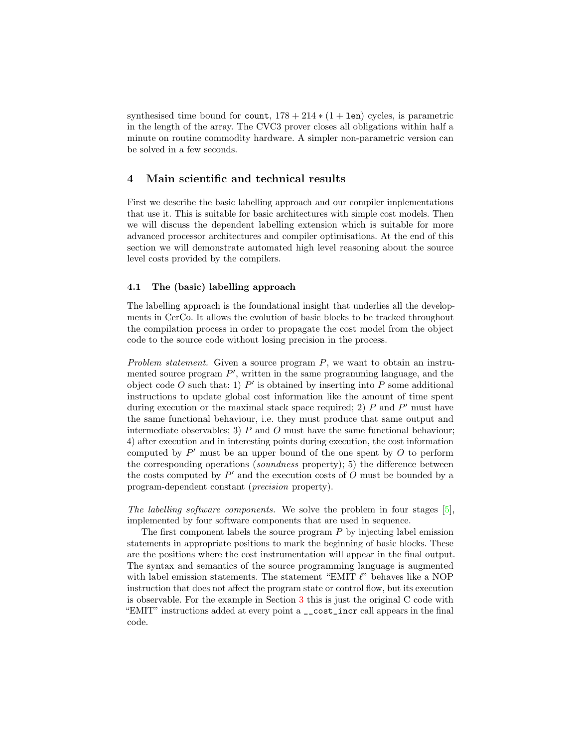synthesised time bound for `count`, $178 + 214 * (1 + \texttt{len})$ cycles, is parametric in the length of the array. The CVC3 prover closes all obligations within half a minute on routine commodity hardware. A simpler non-parametric version can be solved in a few seconds.

## 4 Main scientific and technical results

First we describe the basic labelling approach and our compiler implementations that use it. This is suitable for basic architectures with simple cost models. Then we will discuss the dependent labelling extension which is suitable for more advanced processor architectures and compiler optimisations. At the end of this section we will demonstrate automated high level reasoning about the source level costs provided by the compilers.

### 4.1 The (basic) labelling approach

The labelling approach is the foundational insight that underlies all the developments in CerCo. It allows the evolution of basic blocks to be tracked throughout the compilation process in order to propagate the cost model from the object code to the source code without losing precision in the process.

*Problem statement.* Given a source program $P$, we want to obtain an instrumented source program $P'$, written in the same programming language, and the object code $O$ such that: 1) $P'$ is obtained by inserting into $P$ some additional instructions to update global cost information like the amount of time spent during execution or the maximal stack space required; 2) $P$ and $P'$ must have the same functional behaviour, i.e. they must produce that same output and intermediate observables; 3) $P$ and $O$ must have the same functional behaviour; 4) after execution and in interesting points during execution, the cost information computed by $P'$ must be an upper bound of the one spent by $O$ to perform the corresponding operations (*soundness* property); 5) the difference between the costs computed by $P'$ and the execution costs of $O$ must be bounded by a program-dependent constant (*precision* property).

*The labelling software components.* We solve the problem in four stages [5], implemented by four software components that are used in sequence.

The first component labels the source program $P$ by injecting label emission statements in appropriate positions to mark the beginning of basic blocks. These are the positions where the cost instrumentation will appear in the final output. The syntax and semantics of the source programming language is augmented with label emission statements. The statement "EMIT $\ell$" behaves like a NOP instruction that does not affect the program state or control flow, but its execution is observable. For the example in Section 3 this is just the original C code with "EMIT" instructions added at every point a `__cost_incr` call appears in the final code.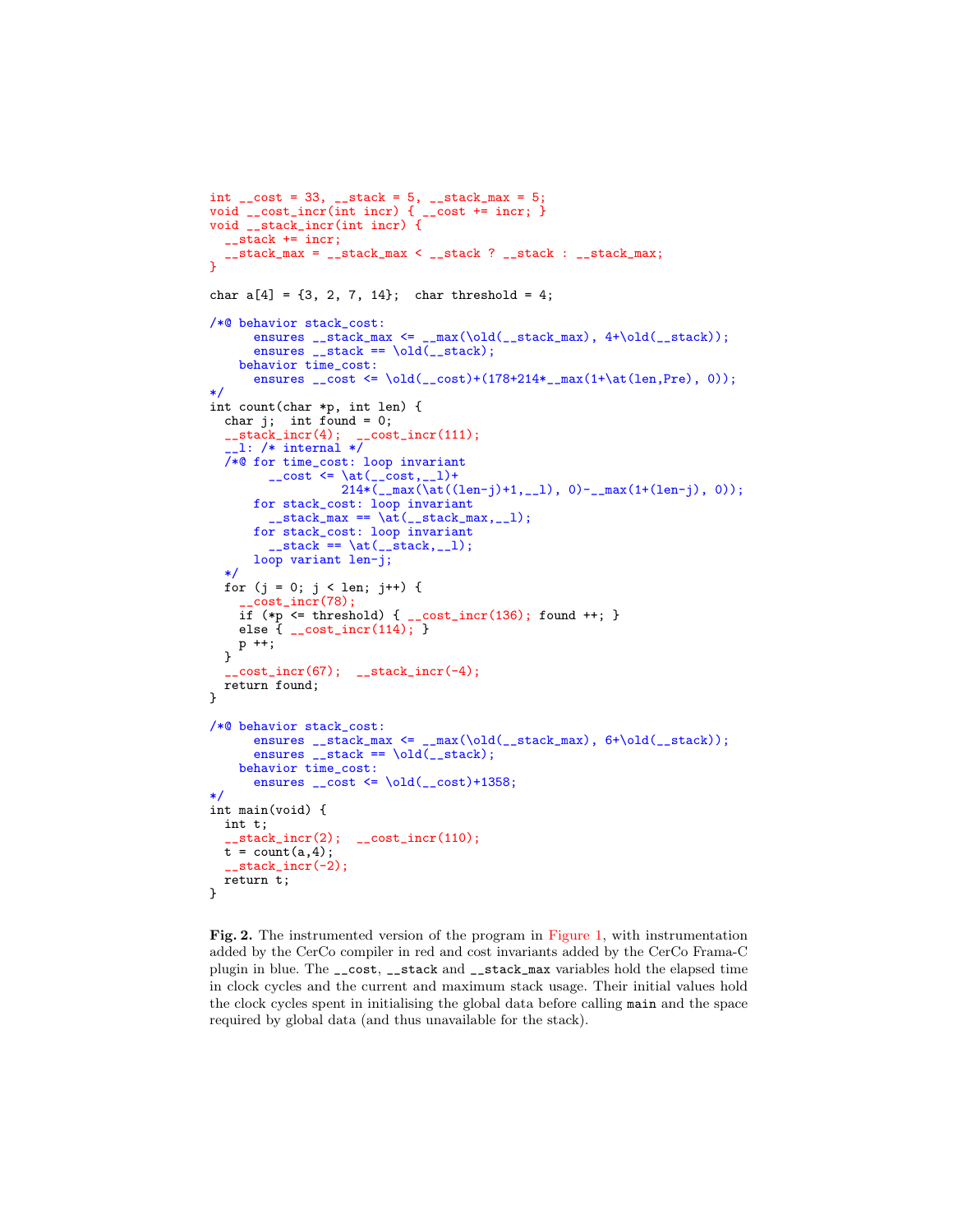```
int __cost = 33, __stack = 5, __stack_max = 5;
void __cost_incr(int incr) { __cost += incr; }
void __stack_incr(int incr) {
  __stack += incr;
  __stack_max = __stack_max < __stack ? __stack : __stack_max;
}

char a[4] = {3, 2, 7, 14};  char threshold = 4;

/*@ behavior stack_cost:
      ensures __stack_max <= __max(\old(__stack_max), 4+\old(__stack));
      ensures __stack == \old(__stack);
    behavior time_cost:
      ensures __cost <= \old(__cost)+(178+214*__max(1+\at(len,Pre), 0));
*/
int count(char *p, int len) {
  char j;  int found = 0;
  __stack_incr(4);  __cost_incr(111);
  __l: /* internal */
  /*@ for time_cost: loop invariant
        __cost <= \at(__cost,__l)+
                  214*(__max(\at((len-j)+1,__l), 0)-__max(1+(len-j), 0));
      for stack_cost: loop invariant
        __stack_max == \at(__stack_max,__l);
      for stack_cost: loop invariant
        __stack == \at(__stack,__l);
      loop variant len-j;
  */
  for (j = 0; j < len; j++) {
    __cost_incr(78);
    if (*p <= threshold) { __cost_incr(136); found ++; }
    else { __cost_incr(114); }
    p ++;
  }
  __cost_incr(67);  __stack_incr(-4);
  return found;
}

/*@ behavior stack_cost:
      ensures __stack_max <= __max(\old(__stack_max), 6+\old(__stack));
      ensures __stack == \old(__stack);
    behavior time_cost:
      ensures __cost <= \old(__cost)+1358;
*/
int main(void) {
  int t;
  __stack_incr(2);  __cost_incr(110);
  t = count(a,4);
  __stack_incr(-2);
  return t;
}
```

**Fig. 2.** The instrumented version of the program in Figure 1, with instrumentation added by the CerCo compiler in red and cost invariants added by the CerCo Frama-C plugin in blue. The `__cost`, `__stack` and `__stack_max` variables hold the elapsed time in clock cycles and the current and maximum stack usage. Their initial values hold the clock cycles spent in initialising the global data before calling `main` and the space required by global data (and thus unavailable for the stack).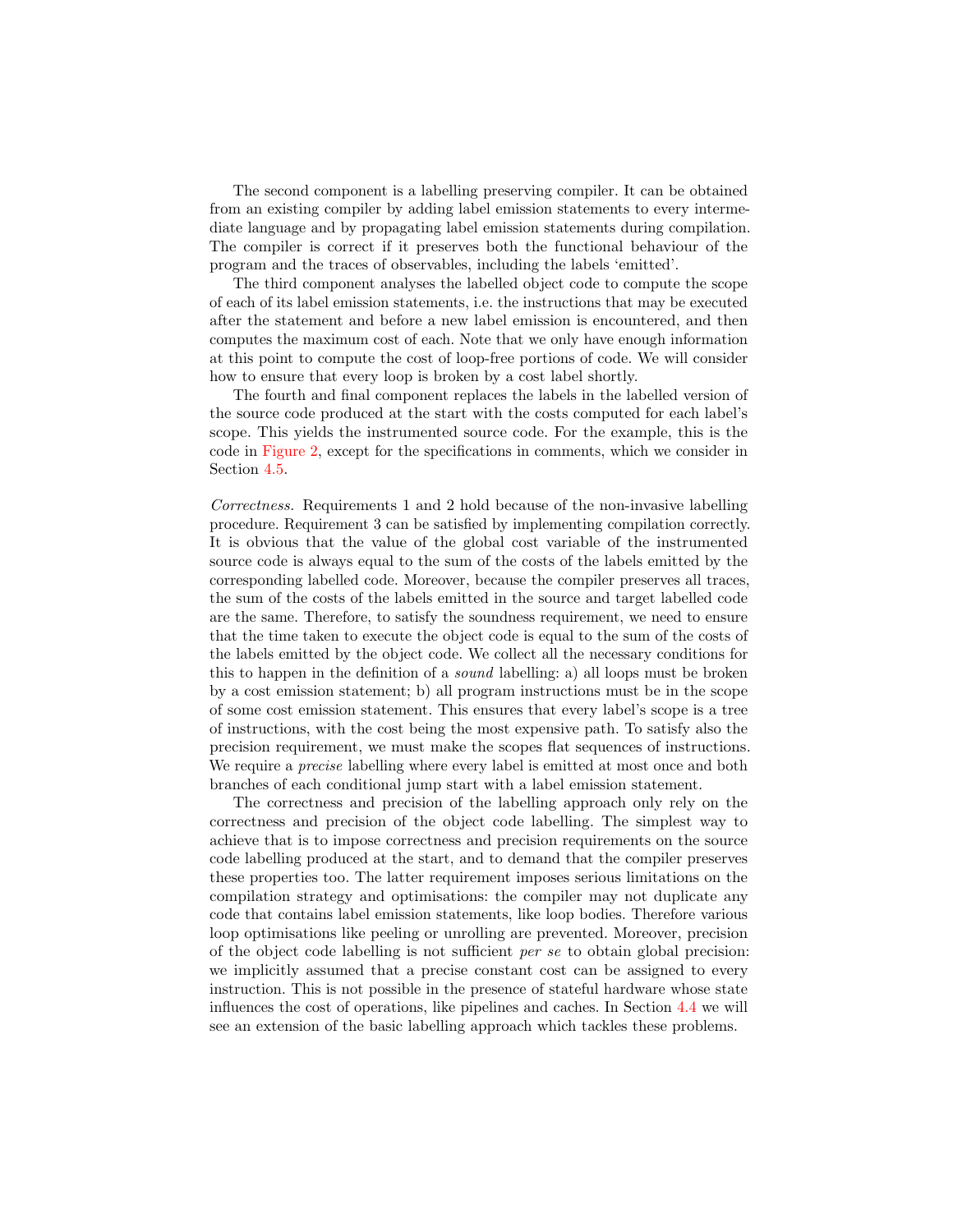The second component is a labelling preserving compiler. It can be obtained from an existing compiler by adding label emission statements to every intermediate language and by propagating label emission statements during compilation. The compiler is correct if it preserves both the functional behaviour of the program and the traces of observables, including the labels 'emitted'.

The third component analyses the labelled object code to compute the scope of each of its label emission statements, i.e. the instructions that may be executed after the statement and before a new label emission is encountered, and then computes the maximum cost of each. Note that we only have enough information at this point to compute the cost of loop-free portions of code. We will consider how to ensure that every loop is broken by a cost label shortly.

The fourth and final component replaces the labels in the labelled version of the source code produced at the start with the costs computed for each label's scope. This yields the instrumented source code. For the example, this is the code in Figure 2, except for the specifications in comments, which we consider in Section 4.5.

*Correctness.* Requirements 1 and 2 hold because of the non-invasive labelling procedure. Requirement 3 can be satisfied by implementing compilation correctly. It is obvious that the value of the global cost variable of the instrumented source code is always equal to the sum of the costs of the labels emitted by the corresponding labelled code. Moreover, because the compiler preserves all traces, the sum of the costs of the labels emitted in the source and target labelled code are the same. Therefore, to satisfy the soundness requirement, we need to ensure that the time taken to execute the object code is equal to the sum of the costs of the labels emitted by the object code. We collect all the necessary conditions for this to happen in the definition of a *sound* labelling: a) all loops must be broken by a cost emission statement; b) all program instructions must be in the scope of some cost emission statement. This ensures that every label's scope is a tree of instructions, with the cost being the most expensive path. To satisfy also the precision requirement, we must make the scopes flat sequences of instructions. We require a *precise* labelling where every label is emitted at most once and both branches of each conditional jump start with a label emission statement.

The correctness and precision of the labelling approach only rely on the correctness and precision of the object code labelling. The simplest way to achieve that is to impose correctness and precision requirements on the source code labelling produced at the start, and to demand that the compiler preserves these properties too. The latter requirement imposes serious limitations on the compilation strategy and optimisations: the compiler may not duplicate any code that contains label emission statements, like loop bodies. Therefore various loop optimisations like peeling or unrolling are prevented. Moreover, precision of the object code labelling is not sufficient *per se* to obtain global precision: we implicitly assumed that a precise constant cost can be assigned to every instruction. This is not possible in the presence of stateful hardware whose state influences the cost of operations, like pipelines and caches. In Section 4.4 we will see an extension of the basic labelling approach which tackles these problems.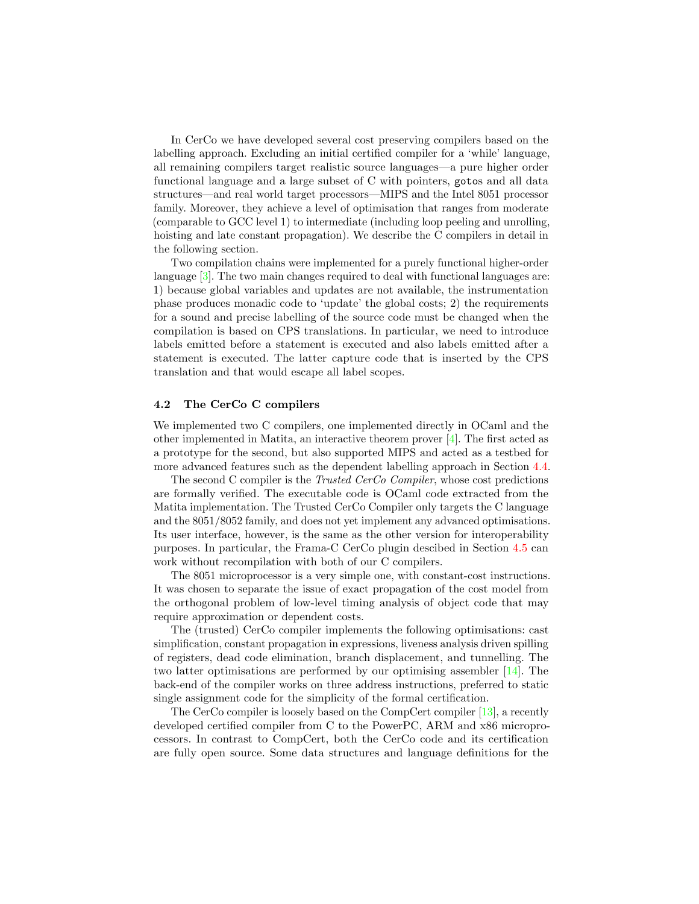In CerCo we have developed several cost preserving compilers based on the labelling approach. Excluding an initial certified compiler for a 'while' language, all remaining compilers target realistic source languages—a pure higher order functional language and a large subset of C with pointers, `goto`s and all data structures—and real world target processors—MIPS and the Intel 8051 processor family. Moreover, they achieve a level of optimisation that ranges from moderate (comparable to GCC level 1) to intermediate (including loop peeling and unrolling, hoisting and late constant propagation). We describe the C compilers in detail in the following section.

Two compilation chains were implemented for a purely functional higher-order language [3]. The two main changes required to deal with functional languages are: 1) because global variables and updates are not available, the instrumentation phase produces monadic code to 'update' the global costs; 2) the requirements for a sound and precise labelling of the source code must be changed when the compilation is based on CPS translations. In particular, we need to introduce labels emitted before a statement is executed and also labels emitted after a statement is executed. The latter capture code that is inserted by the CPS translation and that would escape all label scopes.

### 4.2 The CerCo C compilers

We implemented two C compilers, one implemented directly in OCaml and the other implemented in Matita, an interactive theorem prover [4]. The first acted as a prototype for the second, but also supported MIPS and acted as a testbed for more advanced features such as the dependent labelling approach in Section 4.4.

The second C compiler is the *Trusted CerCo Compiler*, whose cost predictions are formally verified. The executable code is OCaml code extracted from the Matita implementation. The Trusted CerCo Compiler only targets the C language and the 8051/8052 family, and does not yet implement any advanced optimisations. Its user interface, however, is the same as the other version for interoperability purposes. In particular, the Frama-C CerCo plugin descibed in Section 4.5 can work without recompilation with both of our C compilers.

The 8051 microprocessor is a very simple one, with constant-cost instructions. It was chosen to separate the issue of exact propagation of the cost model from the orthogonal problem of low-level timing analysis of object code that may require approximation or dependent costs.

The (trusted) CerCo compiler implements the following optimisations: cast simplification, constant propagation in expressions, liveness analysis driven spilling of registers, dead code elimination, branch displacement, and tunnelling. The two latter optimisations are performed by our optimising assembler [14]. The back-end of the compiler works on three address instructions, preferred to static single assignment code for the simplicity of the formal certification.

The CerCo compiler is loosely based on the CompCert compiler [13], a recently developed certified compiler from C to the PowerPC, ARM and x86 microprocessors. In contrast to CompCert, both the CerCo code and its certification are fully open source. Some data structures and language definitions for the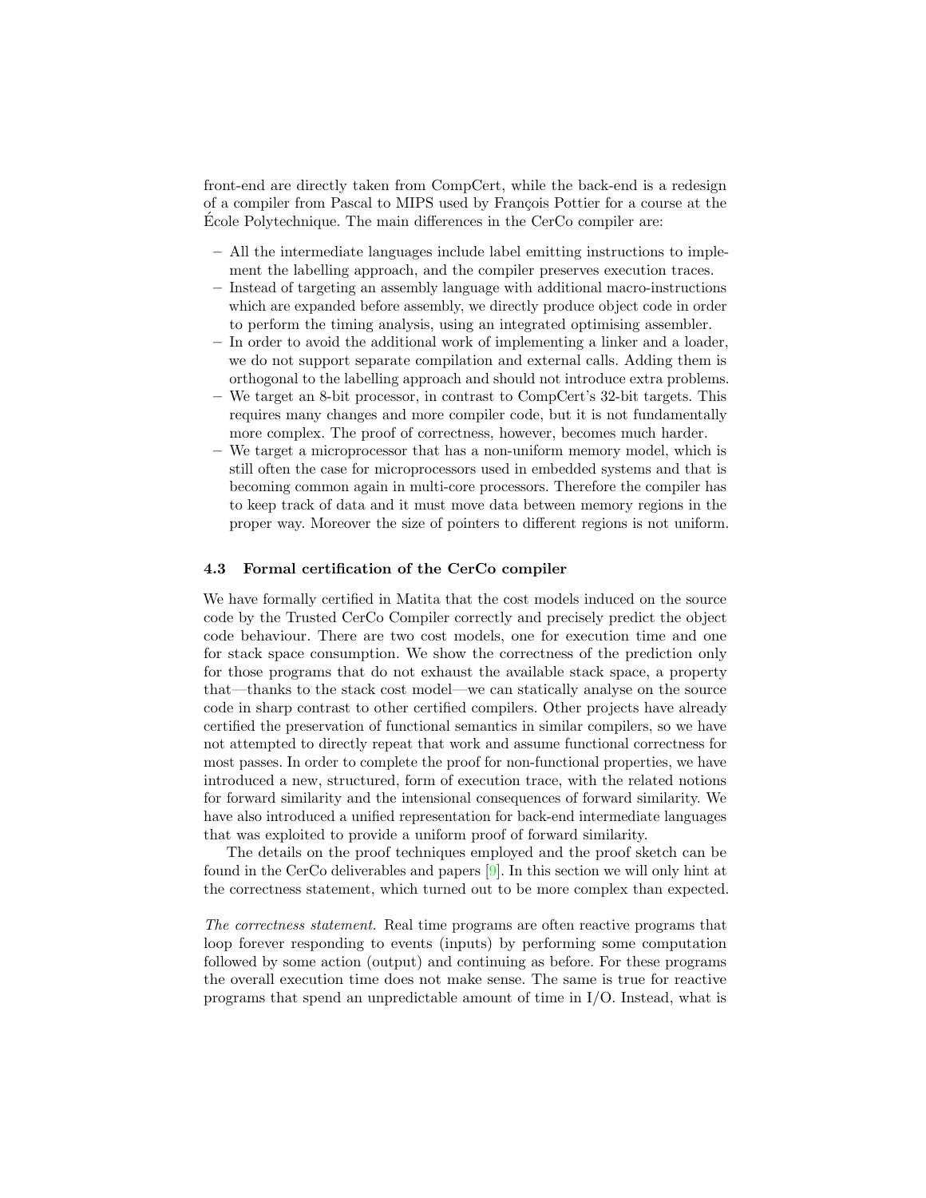front-end are directly taken from CompCert, while the back-end is a redesign of a compiler from Pascal to MIPS used by François Pottier for a course at the École Polytechnique. The main differences in the CerCo compiler are:

- All the intermediate languages include label emitting instructions to implement the labelling approach, and the compiler preserves execution traces.
- Instead of targeting an assembly language with additional macro-instructions which are expanded before assembly, we directly produce object code in order to perform the timing analysis, using an integrated optimising assembler.
- In order to avoid the additional work of implementing a linker and a loader, we do not support separate compilation and external calls. Adding them is orthogonal to the labelling approach and should not introduce extra problems.
- We target an 8-bit processor, in contrast to CompCert's 32-bit targets. This requires many changes and more compiler code, but it is not fundamentally more complex. The proof of correctness, however, becomes much harder.
- We target a microprocessor that has a non-uniform memory model, which is still often the case for microprocessors used in embedded systems and that is becoming common again in multi-core processors. Therefore the compiler has to keep track of data and it must move data between memory regions in the proper way. Moreover the size of pointers to different regions is not uniform.

### 4.3 Formal certification of the CerCo compiler

We have formally certified in Matita that the cost models induced on the source code by the Trusted CerCo Compiler correctly and precisely predict the object code behaviour. There are two cost models, one for execution time and one for stack space consumption. We show the correctness of the prediction only for those programs that do not exhaust the available stack space, a property that—thanks to the stack cost model—we can statically analyse on the source code in sharp contrast to other certified compilers. Other projects have already certified the preservation of functional semantics in similar compilers, so we have not attempted to directly repeat that work and assume functional correctness for most passes. In order to complete the proof for non-functional properties, we have introduced a new, structured, form of execution trace, with the related notions for forward similarity and the intensional consequences of forward similarity. We have also introduced a unified representation for back-end intermediate languages that was exploited to provide a uniform proof of forward similarity.

The details on the proof techniques employed and the proof sketch can be found in the CerCo deliverables and papers [9]. In this section we will only hint at the correctness statement, which turned out to be more complex than expected.

*The correctness statement.* Real time programs are often reactive programs that loop forever responding to events (inputs) by performing some computation followed by some action (output) and continuing as before. For these programs the overall execution time does not make sense. The same is true for reactive programs that spend an unpredictable amount of time in I/O. Instead, what is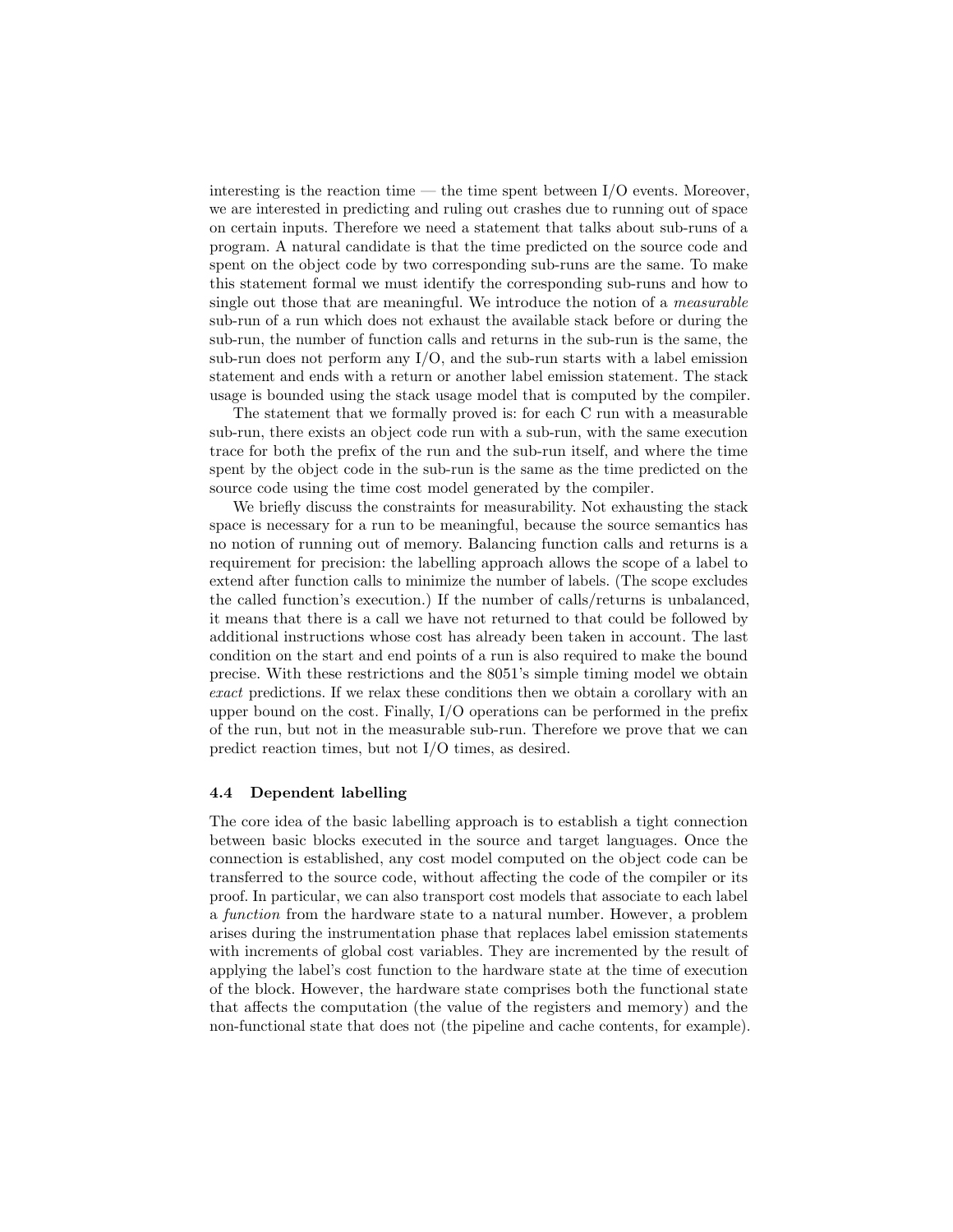interesting is the reaction time — the time spent between I/O events. Moreover, we are interested in predicting and ruling out crashes due to running out of space on certain inputs. Therefore we need a statement that talks about sub-runs of a program. A natural candidate is that the time predicted on the source code and spent on the object code by two corresponding sub-runs are the same. To make this statement formal we must identify the corresponding sub-runs and how to single out those that are meaningful. We introduce the notion of a *measurable* sub-run of a run which does not exhaust the available stack before or during the sub-run, the number of function calls and returns in the sub-run is the same, the sub-run does not perform any I/O, and the sub-run starts with a label emission statement and ends with a return or another label emission statement. The stack usage is bounded using the stack usage model that is computed by the compiler.

The statement that we formally proved is: for each C run with a measurable sub-run, there exists an object code run with a sub-run, with the same execution trace for both the prefix of the run and the sub-run itself, and where the time spent by the object code in the sub-run is the same as the time predicted on the source code using the time cost model generated by the compiler.

We briefly discuss the constraints for measurability. Not exhausting the stack space is necessary for a run to be meaningful, because the source semantics has no notion of running out of memory. Balancing function calls and returns is a requirement for precision: the labelling approach allows the scope of a label to extend after function calls to minimize the number of labels. (The scope excludes the called function's execution.) If the number of calls/returns is unbalanced, it means that there is a call we have not returned to that could be followed by additional instructions whose cost has already been taken in account. The last condition on the start and end points of a run is also required to make the bound precise. With these restrictions and the 8051's simple timing model we obtain *exact* predictions. If we relax these conditions then we obtain a corollary with an upper bound on the cost. Finally, I/O operations can be performed in the prefix of the run, but not in the measurable sub-run. Therefore we prove that we can predict reaction times, but not I/O times, as desired.

### 4.4 Dependent labelling

The core idea of the basic labelling approach is to establish a tight connection between basic blocks executed in the source and target languages. Once the connection is established, any cost model computed on the object code can be transferred to the source code, without affecting the code of the compiler or its proof. In particular, we can also transport cost models that associate to each label a *function* from the hardware state to a natural number. However, a problem arises during the instrumentation phase that replaces label emission statements with increments of global cost variables. They are incremented by the result of applying the label's cost function to the hardware state at the time of execution of the block. However, the hardware state comprises both the functional state that affects the computation (the value of the registers and memory) and the non-functional state that does not (the pipeline and cache contents, for example).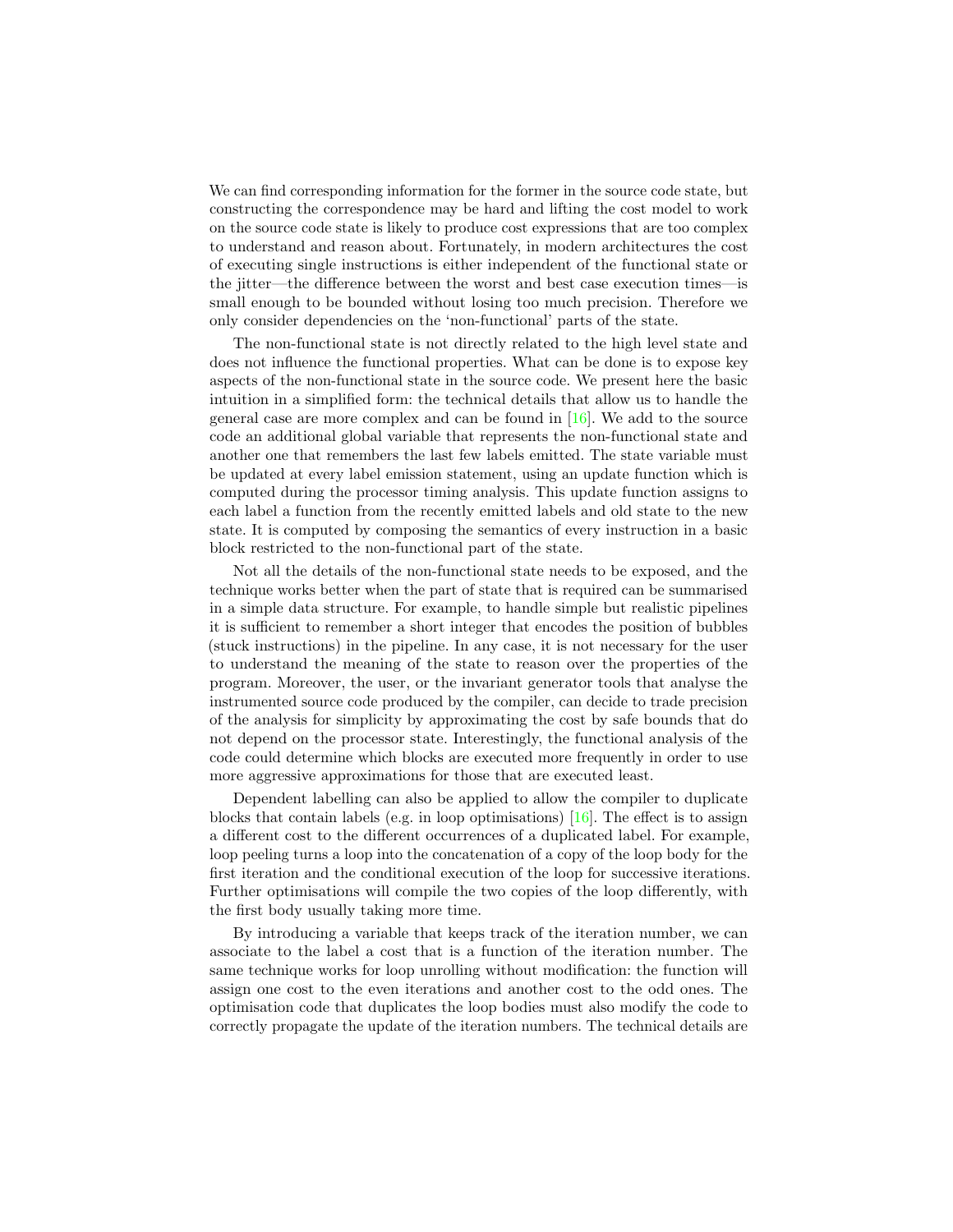We can find corresponding information for the former in the source code state, but constructing the correspondence may be hard and lifting the cost model to work on the source code state is likely to produce cost expressions that are too complex to understand and reason about. Fortunately, in modern architectures the cost of executing single instructions is either independent of the functional state or the jitter—the difference between the worst and best case execution times—is small enough to be bounded without losing too much precision. Therefore we only consider dependencies on the 'non-functional' parts of the state.

The non-functional state is not directly related to the high level state and does not influence the functional properties. What can be done is to expose key aspects of the non-functional state in the source code. We present here the basic intuition in a simplified form: the technical details that allow us to handle the general case are more complex and can be found in [16]. We add to the source code an additional global variable that represents the non-functional state and another one that remembers the last few labels emitted. The state variable must be updated at every label emission statement, using an update function which is computed during the processor timing analysis. This update function assigns to each label a function from the recently emitted labels and old state to the new state. It is computed by composing the semantics of every instruction in a basic block restricted to the non-functional part of the state.

Not all the details of the non-functional state needs to be exposed, and the technique works better when the part of state that is required can be summarised in a simple data structure. For example, to handle simple but realistic pipelines it is sufficient to remember a short integer that encodes the position of bubbles (stuck instructions) in the pipeline. In any case, it is not necessary for the user to understand the meaning of the state to reason over the properties of the program. Moreover, the user, or the invariant generator tools that analyse the instrumented source code produced by the compiler, can decide to trade precision of the analysis for simplicity by approximating the cost by safe bounds that do not depend on the processor state. Interestingly, the functional analysis of the code could determine which blocks are executed more frequently in order to use more aggressive approximations for those that are executed least.

Dependent labelling can also be applied to allow the compiler to duplicate blocks that contain labels (e.g. in loop optimisations) [16]. The effect is to assign a different cost to the different occurrences of a duplicated label. For example, loop peeling turns a loop into the concatenation of a copy of the loop body for the first iteration and the conditional execution of the loop for successive iterations. Further optimisations will compile the two copies of the loop differently, with the first body usually taking more time.

By introducing a variable that keeps track of the iteration number, we can associate to the label a cost that is a function of the iteration number. The same technique works for loop unrolling without modification: the function will assign one cost to the even iterations and another cost to the odd ones. The optimisation code that duplicates the loop bodies must also modify the code to correctly propagate the update of the iteration numbers. The technical details are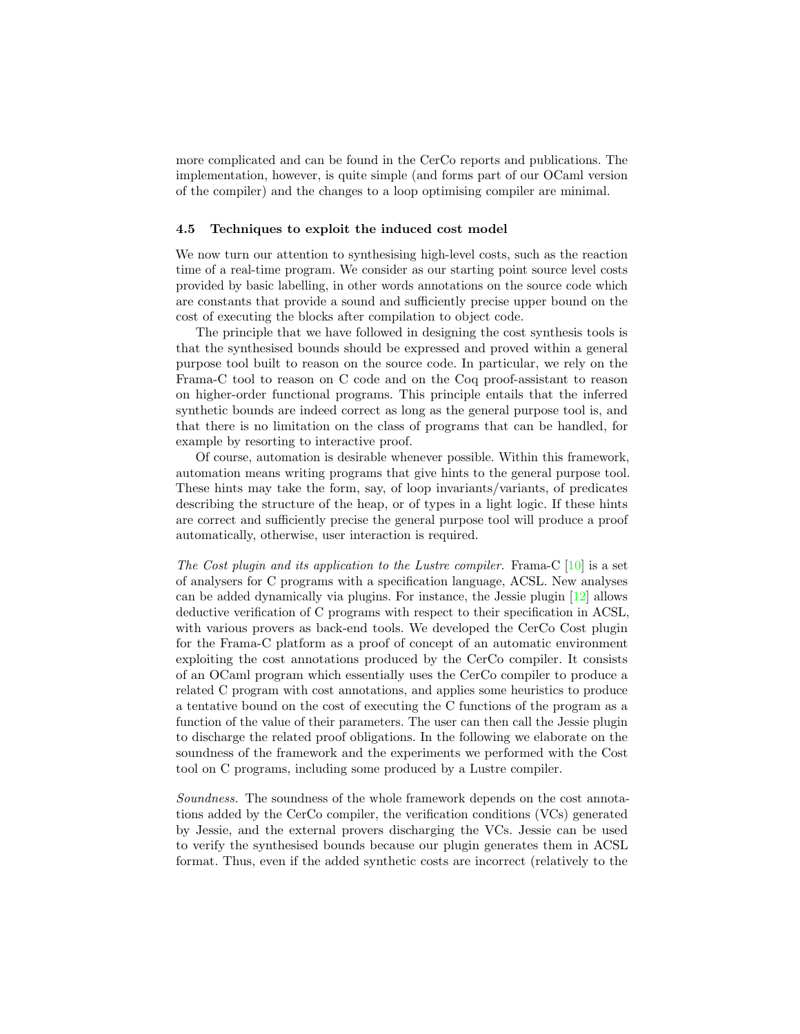more complicated and can be found in the CerCo reports and publications. The implementation, however, is quite simple (and forms part of our OCaml version of the compiler) and the changes to a loop optimising compiler are minimal.

### 4.5 Techniques to exploit the induced cost model

We now turn our attention to synthesising high-level costs, such as the reaction time of a real-time program. We consider as our starting point source level costs provided by basic labelling, in other words annotations on the source code which are constants that provide a sound and sufficiently precise upper bound on the cost of executing the blocks after compilation to object code.

The principle that we have followed in designing the cost synthesis tools is that the synthesised bounds should be expressed and proved within a general purpose tool built to reason on the source code. In particular, we rely on the Frama-C tool to reason on C code and on the Coq proof-assistant to reason on higher-order functional programs. This principle entails that the inferred synthetic bounds are indeed correct as long as the general purpose tool is, and that there is no limitation on the class of programs that can be handled, for example by resorting to interactive proof.

Of course, automation is desirable whenever possible. Within this framework, automation means writing programs that give hints to the general purpose tool. These hints may take the form, say, of loop invariants/variants, of predicates describing the structure of the heap, or of types in a light logic. If these hints are correct and sufficiently precise the general purpose tool will produce a proof automatically, otherwise, user interaction is required.

*The Cost plugin and its application to the Lustre compiler.* Frama-C [10] is a set of analysers for C programs with a specification language, ACSL. New analyses can be added dynamically via plugins. For instance, the Jessie plugin [12] allows deductive verification of C programs with respect to their specification in ACSL, with various provers as back-end tools. We developed the CerCo Cost plugin for the Frama-C platform as a proof of concept of an automatic environment exploiting the cost annotations produced by the CerCo compiler. It consists of an OCaml program which essentially uses the CerCo compiler to produce a related C program with cost annotations, and applies some heuristics to produce a tentative bound on the cost of executing the C functions of the program as a function of the value of their parameters. The user can then call the Jessie plugin to discharge the related proof obligations. In the following we elaborate on the soundness of the framework and the experiments we performed with the Cost tool on C programs, including some produced by a Lustre compiler.

*Soundness.* The soundness of the whole framework depends on the cost annotations added by the CerCo compiler, the verification conditions (VCs) generated by Jessie, and the external provers discharging the VCs. Jessie can be used to verify the synthesised bounds because our plugin generates them in ACSL format. Thus, even if the added synthetic costs are incorrect (relatively to the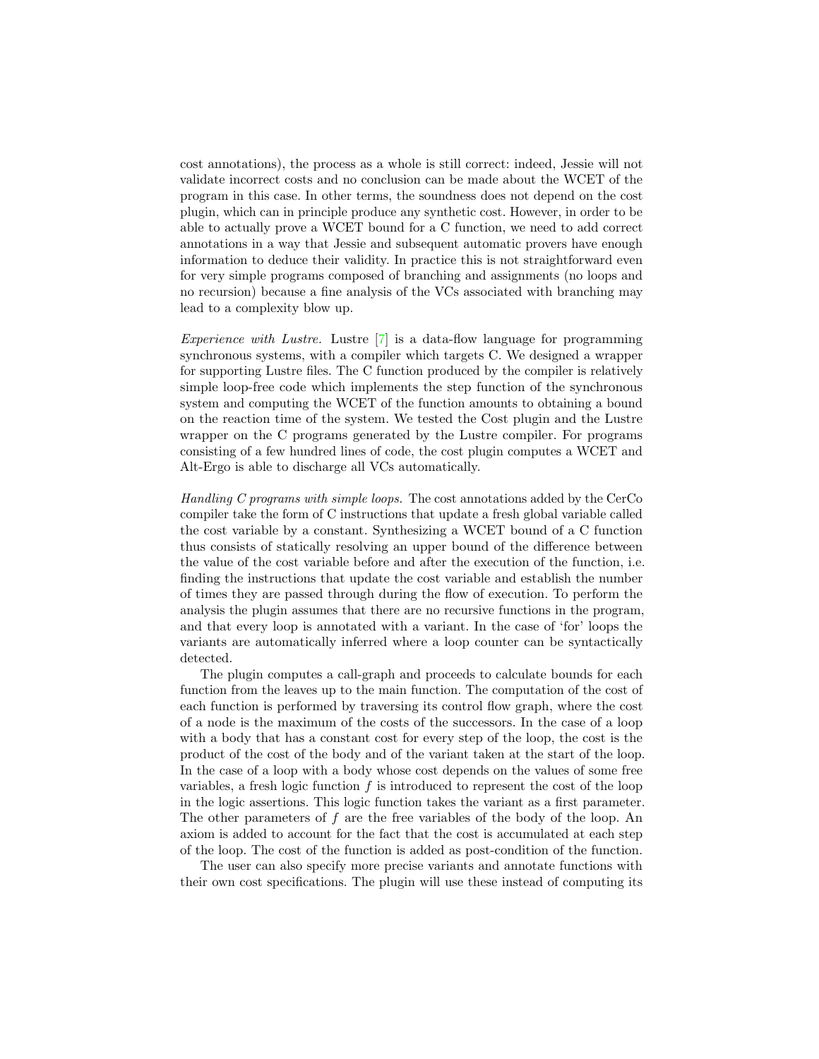cost annotations), the process as a whole is still correct: indeed, Jessie will not validate incorrect costs and no conclusion can be made about the WCET of the program in this case. In other terms, the soundness does not depend on the cost plugin, which can in principle produce any synthetic cost. However, in order to be able to actually prove a WCET bound for a C function, we need to add correct annotations in a way that Jessie and subsequent automatic provers have enough information to deduce their validity. In practice this is not straightforward even for very simple programs composed of branching and assignments (no loops and no recursion) because a fine analysis of the VCs associated with branching may lead to a complexity blow up.

*Experience with Lustre.* Lustre [7] is a data-flow language for programming synchronous systems, with a compiler which targets C. We designed a wrapper for supporting Lustre files. The C function produced by the compiler is relatively simple loop-free code which implements the step function of the synchronous system and computing the WCET of the function amounts to obtaining a bound on the reaction time of the system. We tested the Cost plugin and the Lustre wrapper on the C programs generated by the Lustre compiler. For programs consisting of a few hundred lines of code, the cost plugin computes a WCET and Alt-Ergo is able to discharge all VCs automatically.

*Handling C programs with simple loops.* The cost annotations added by the CerCo compiler take the form of C instructions that update a fresh global variable called the cost variable by a constant. Synthesizing a WCET bound of a C function thus consists of statically resolving an upper bound of the difference between the value of the cost variable before and after the execution of the function, i.e. finding the instructions that update the cost variable and establish the number of times they are passed through during the flow of execution. To perform the analysis the plugin assumes that there are no recursive functions in the program, and that every loop is annotated with a variant. In the case of 'for' loops the variants are automatically inferred where a loop counter can be syntactically detected.

The plugin computes a call-graph and proceeds to calculate bounds for each function from the leaves up to the main function. The computation of the cost of each function is performed by traversing its control flow graph, where the cost of a node is the maximum of the costs of the successors. In the case of a loop with a body that has a constant cost for every step of the loop, the cost is the product of the cost of the body and of the variant taken at the start of the loop. In the case of a loop with a body whose cost depends on the values of some free variables, a fresh logic function $f$ is introduced to represent the cost of the loop in the logic assertions. This logic function takes the variant as a first parameter. The other parameters of $f$ are the free variables of the body of the loop. An axiom is added to account for the fact that the cost is accumulated at each step of the loop. The cost of the function is added as post-condition of the function.

The user can also specify more precise variants and annotate functions with their own cost specifications. The plugin will use these instead of computing its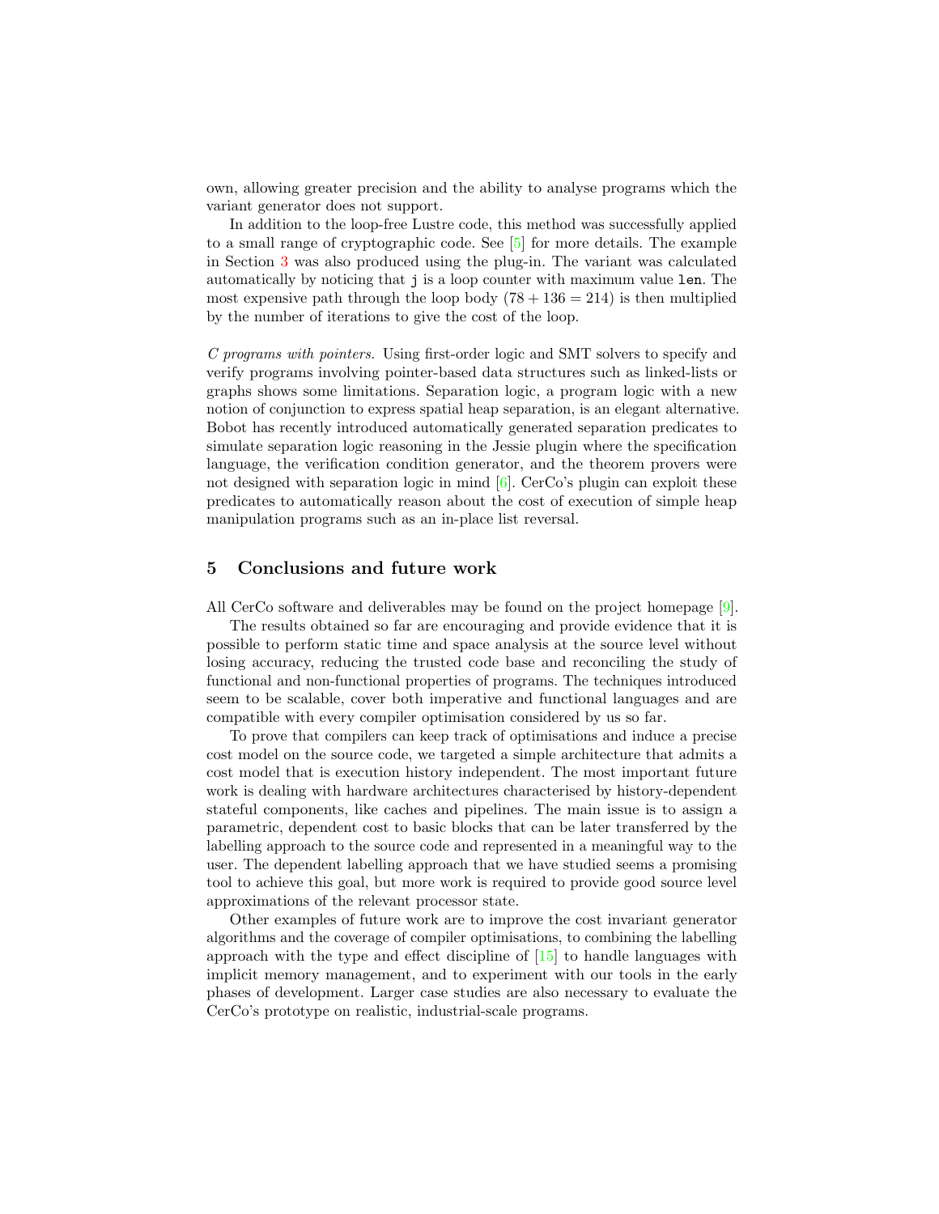own, allowing greater precision and the ability to analyse programs which the variant generator does not support.

In addition to the loop-free Lustre code, this method was successfully applied to a small range of cryptographic code. See [5] for more details. The example in Section 3 was also produced using the plug-in. The variant was calculated automatically by noticing that `j` is a loop counter with maximum value `len`. The most expensive path through the loop body ($78 + 136 = 214$) is then multiplied by the number of iterations to give the cost of the loop.

*C programs with pointers.* Using first-order logic and SMT solvers to specify and verify programs involving pointer-based data structures such as linked-lists or graphs shows some limitations. Separation logic, a program logic with a new notion of conjunction to express spatial heap separation, is an elegant alternative. Bobot has recently introduced automatically generated separation predicates to simulate separation logic reasoning in the Jessie plugin where the specification language, the verification condition generator, and the theorem provers were not designed with separation logic in mind [6]. CerCo's plugin can exploit these predicates to automatically reason about the cost of execution of simple heap manipulation programs such as an in-place list reversal.

## 5 Conclusions and future work

All CerCo software and deliverables may be found on the project homepage [9].

The results obtained so far are encouraging and provide evidence that it is possible to perform static time and space analysis at the source level without losing accuracy, reducing the trusted code base and reconciling the study of functional and non-functional properties of programs. The techniques introduced seem to be scalable, cover both imperative and functional languages and are compatible with every compiler optimisation considered by us so far.

To prove that compilers can keep track of optimisations and induce a precise cost model on the source code, we targeted a simple architecture that admits a cost model that is execution history independent. The most important future work is dealing with hardware architectures characterised by history-dependent stateful components, like caches and pipelines. The main issue is to assign a parametric, dependent cost to basic blocks that can be later transferred by the labelling approach to the source code and represented in a meaningful way to the user. The dependent labelling approach that we have studied seems a promising tool to achieve this goal, but more work is required to provide good source level approximations of the relevant processor state.

Other examples of future work are to improve the cost invariant generator algorithms and the coverage of compiler optimisations, to combining the labelling approach with the type and effect discipline of [15] to handle languages with implicit memory management, and to experiment with our tools in the early phases of development. Larger case studies are also necessary to evaluate the CerCo's prototype on realistic, industrial-scale programs.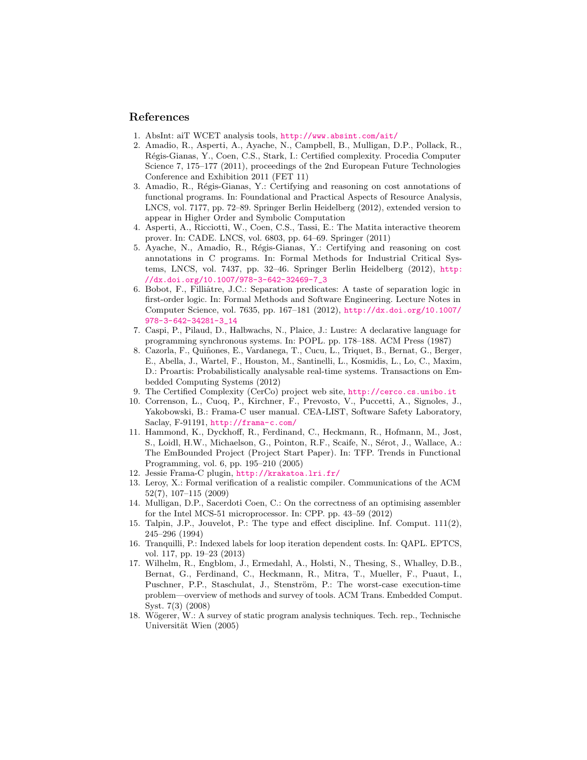## References

1. AbsInt: aiT WCET analysis tools, http://www.absint.com/ait/
2. Amadio, R., Asperti, A., Ayache, N., Campbell, B., Mulligan, D.P., Pollack, R., Régis-Gianas, Y., Coen, C.S., Stark, I.: Certified complexity. Procedia Computer Science 7, 175–177 (2011), proceedings of the 2nd European Future Technologies Conference and Exhibition 2011 (FET 11)
3. Amadio, R., Régis-Gianas, Y.: Certifying and reasoning on cost annotations of functional programs. In: Foundational and Practical Aspects of Resource Analysis, LNCS, vol. 7177, pp. 72–89. Springer Berlin Heidelberg (2012), extended version to appear in Higher Order and Symbolic Computation
4. Asperti, A., Ricciotti, W., Coen, C.S., Tassi, E.: The Matita interactive theorem prover. In: CADE. LNCS, vol. 6803, pp. 64–69. Springer (2011)
5. Ayache, N., Amadio, R., Régis-Gianas, Y.: Certifying and reasoning on cost annotations in C programs. In: Formal Methods for Industrial Critical Systems, LNCS, vol. 7437, pp. 32–46. Springer Berlin Heidelberg (2012), http://dx.doi.org/10.1007/978-3-642-32469-7_3
6. Bobot, F., Filliâtre, J.C.: Separation predicates: A taste of separation logic in first-order logic. In: Formal Methods and Software Engineering. Lecture Notes in Computer Science, vol. 7635, pp. 167–181 (2012), http://dx.doi.org/10.1007/978-3-642-34281-3_14
7. Caspi, P., Pilaud, D., Halbwachs, N., Plaice, J.: Lustre: A declarative language for programming synchronous systems. In: POPL. pp. 178–188. ACM Press (1987)
8. Cazorla, F., Quiñones, E., Vardanega, T., Cucu, L., Triquet, B., Bernat, G., Berger, E., Abella, J., Wartel, F., Houston, M., Santinelli, L., Kosmidis, L., Lo, C., Maxim, D.: Proartis: Probabilistically analysable real-time systems. Transactions on Embedded Computing Systems (2012)
9. The Certified Complexity (CerCo) project web site, http://cerco.cs.unibo.it
10. Correnson, L., Cuoq, P., Kirchner, F., Prevosto, V., Puccetti, A., Signoles, J., Yakobowski, B.: Frama-C user manual. CEA-LIST, Software Safety Laboratory, Saclay, F-91191, http://frama-c.com/
11. Hammond, K., Dyckhoff, R., Ferdinand, C., Heckmann, R., Hofmann, M., Jost, S., Loidl, H.W., Michaelson, G., Pointon, R.F., Scaife, N., Sérot, J., Wallace, A.: The EmBounded Project (Project Start Paper). In: TFP. Trends in Functional Programming, vol. 6, pp. 195–210 (2005)
12. Jessie Frama-C plugin, http://krakatoa.lri.fr/
13. Leroy, X.: Formal verification of a realistic compiler. Communications of the ACM 52(7), 107–115 (2009)
14. Mulligan, D.P., Sacerdoti Coen, C.: On the correctness of an optimising assembler for the Intel MCS-51 microprocessor. In: CPP. pp. 43–59 (2012)
15. Talpin, J.P., Jouvelot, P.: The type and effect discipline. Inf. Comput. 111(2), 245–296 (1994)
16. Tranquilli, P.: Indexed labels for loop iteration dependent costs. In: QAPL. EPTCS, vol. 117, pp. 19–23 (2013)
17. Wilhelm, R., Engblom, J., Ermedahl, A., Holsti, N., Thesing, S., Whalley, D.B., Bernat, G., Ferdinand, C., Heckmann, R., Mitra, T., Mueller, F., Puaut, I., Puschner, P.P., Staschulat, J., Stenström, P.: The worst-case execution-time problem—overview of methods and survey of tools. ACM Trans. Embedded Comput. Syst. 7(3) (2008)
18. Wögerer, W.: A survey of static program analysis techniques. Tech. rep., Technische Universität Wien (2005)